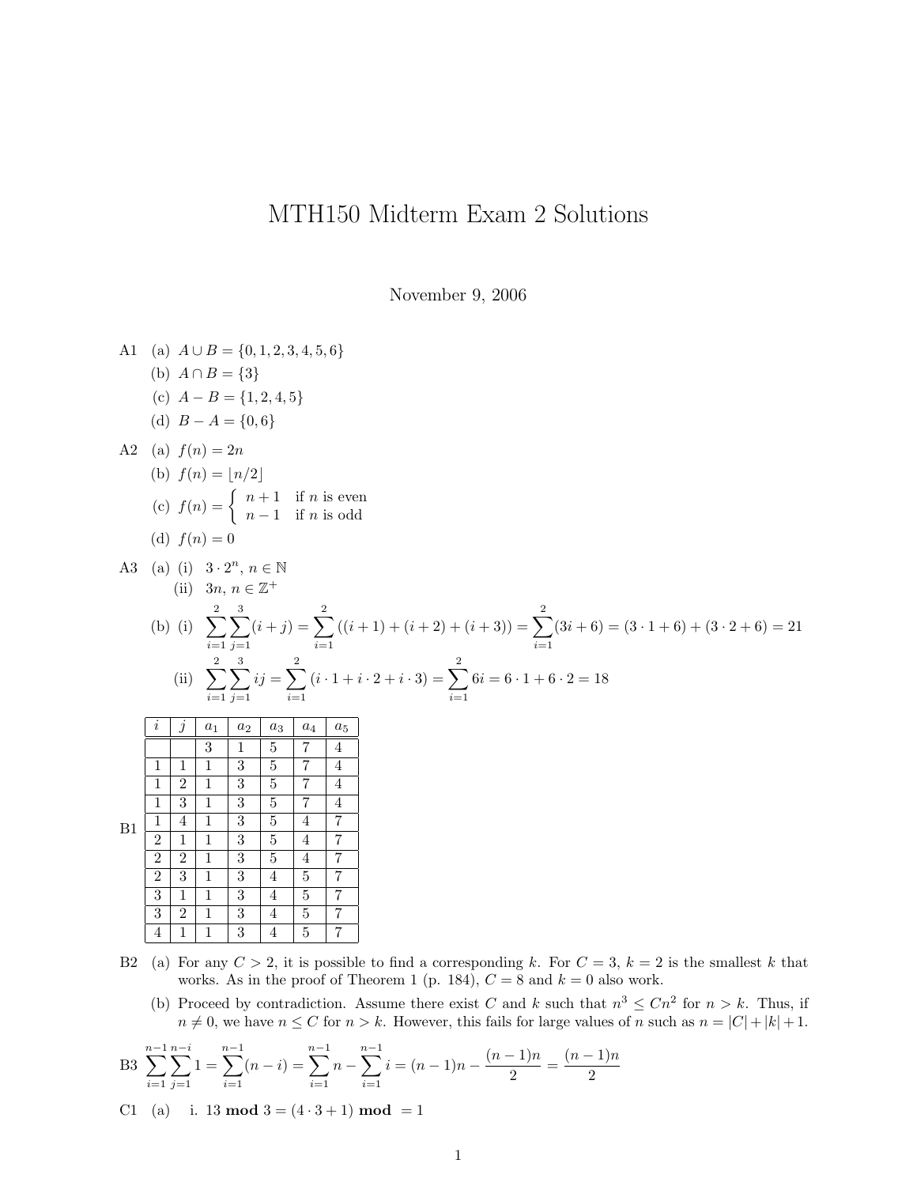# MTH150 Midterm Exam 2 Solutions

November 9, 2006

A1
  (a) $A \cup B = \{0, 1, 2, 3, 4, 5, 6\}$
  (b) $A \cap B = \{3\}$
  (c) $A - B = \{1, 2, 4, 5\}$
  (d) $B - A = \{0, 6\}$

A2
  (a) $f(n) = 2n$
  (b) $f(n) = \lfloor n/2 \rfloor$
  (c) $f(n) = \begin{cases} n+1 & \text{if } n \text{ is even} \\ n-1 & \text{if } n \text{ is odd} \end{cases}$
  (d) $f(n) = 0$

A3
  (a) (i) $3 \cdot 2^n$, $n \in \mathbb{N}$
      (ii) $3n$, $n \in \mathbb{Z}^+$
  (b) (i) $\displaystyle\sum_{i=1}^{2}\sum_{j=1}^{3}(i+j) = \sum_{i=1}^{2}((i+1)+(i+2)+(i+3)) = \sum_{i=1}^{2}(3i+6) = (3\cdot 1+6)+(3\cdot 2+6) = 21$
      (ii) $\displaystyle\sum_{i=1}^{2}\sum_{j=1}^{3} ij = \sum_{i=1}^{2}(i\cdot 1 + i\cdot 2 + i\cdot 3) = \sum_{i=1}^{2} 6i = 6\cdot 1 + 6\cdot 2 = 18$

B1

| $i$ | $j$ | $a_1$ | $a_2$ | $a_3$ | $a_4$ | $a_5$ |
|---|---|---|---|---|---|---|
| | | 3 | 1 | 5 | 7 | 4 |
| 1 | 1 | 1 | 3 | 5 | 7 | 4 |
| 1 | 2 | 1 | 3 | 5 | 7 | 4 |
| 1 | 3 | 1 | 3 | 5 | 7 | 4 |
| 1 | 4 | 1 | 3 | 5 | 4 | 7 |
| 2 | 1 | 1 | 3 | 5 | 4 | 7 |
| 2 | 2 | 1 | 3 | 5 | 4 | 7 |
| 2 | 3 | 1 | 3 | 4 | 5 | 7 |
| 3 | 1 | 1 | 3 | 4 | 5 | 7 |
| 3 | 2 | 1 | 3 | 4 | 5 | 7 |
| 4 | 1 | 1 | 3 | 4 | 5 | 7 |

B2
  (a) For any $C > 2$, it is possible to find a corresponding $k$. For $C = 3$, $k = 2$ is the smallest $k$ that works. As in the proof of Theorem 1 (p. 184), $C = 8$ and $k = 0$ also work.
  (b) Proceed by contradiction. Assume there exist $C$ and $k$ such that $n^3 \leq Cn^2$ for $n > k$. Thus, if $n \neq 0$, we have $n \leq C$ for $n > k$. However, this fails for large values of $n$ such as $n = |C| + |k| + 1$.

B3 $\displaystyle\sum_{i=1}^{n-1}\sum_{j=1}^{n-i} 1 = \sum_{i=1}^{n-1}(n-i) = \sum_{i=1}^{n-1} n - \sum_{i=1}^{n-1} i = (n-1)n - \frac{(n-1)n}{2} = \frac{(n-1)n}{2}$

C1
  (a) i. $13 \textbf{ mod } 3 = (4 \cdot 3 + 1) \textbf{ mod } = 1$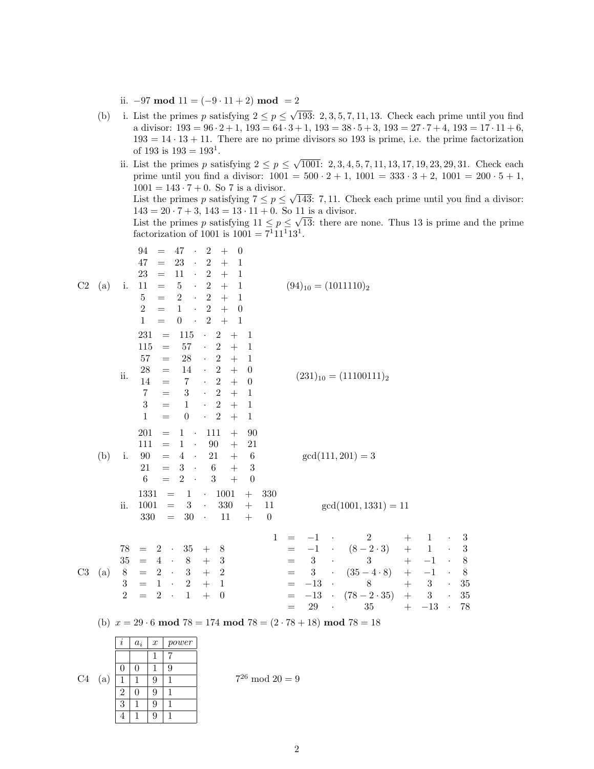ii. $-97 \ \mathbf{mod}\ 11 = (-9 \cdot 11 + 2)\ \mathbf{mod}\ = 2$

(b) i. List the primes $p$ satisfying $2 \leq p \leq \sqrt{193}$: $2, 3, 5, 7, 11, 13$. Check each prime until you find a divisor: $193 = 96 \cdot 2 + 1$, $193 = 64 \cdot 3 + 1$, $193 = 38 \cdot 5 + 3$, $193 = 27 \cdot 7 + 4$, $193 = 17 \cdot 11 + 6$, $193 = 14 \cdot 13 + 11$. There are no prime divisors so 193 is prime, i.e. the prime factorization of 193 is $193 = 193^1$.

ii. List the primes $p$ satisfying $2 \leq p \leq \sqrt{1001}$: $2, 3, 4, 5, 7, 11, 13, 17, 19, 23, 29, 31$. Check each prime until you find a divisor: $1001 = 500 \cdot 2 + 1$, $1001 = 333 \cdot 3 + 2$, $1001 = 200 \cdot 5 + 1$, $1001 = 143 \cdot 7 + 0$. So 7 is a divisor.
List the primes $p$ satisfying $7 \leq p \leq \sqrt{143}$: $7, 11$. Check each prime until you find a divisor: $143 = 20 \cdot 7 + 3$, $143 = 13 \cdot 11 + 0$. So 11 is a divisor.
List the primes $p$ satisfying $11 \leq p \leq \sqrt{13}$: there are none. Thus 13 is prime and the prime factorization of 1001 is $1001 = 7^1 11^1 13^1$.

C2 (a) i.

$$\begin{aligned}
94 &= 47 \cdot 2 + 0\\
47 &= 23 \cdot 2 + 1\\
23 &= 11 \cdot 2 + 1\\
11 &= 5 \cdot 2 + 1\\
5 &= 2 \cdot 2 + 1\\
2 &= 1 \cdot 2 + 0\\
1 &= 0 \cdot 2 + 1
\end{aligned}$$

$(94)_{10} = (1011110)_2$

ii.

$$\begin{aligned}
231 &= 115 \cdot 2 + 1\\
115 &= 57 \cdot 2 + 1\\
57 &= 28 \cdot 2 + 1\\
28 &= 14 \cdot 2 + 0\\
14 &= 7 \cdot 2 + 0\\
7 &= 3 \cdot 2 + 1\\
3 &= 1 \cdot 2 + 1\\
1 &= 0 \cdot 2 + 1
\end{aligned}$$

$(231)_{10} = (11100111)_2$

(b) i.

$$\begin{aligned}
201 &= 1 \cdot 111 + 90\\
111 &= 1 \cdot 90 + 21\\
90 &= 4 \cdot 21 + 6\\
21 &= 3 \cdot 6 + 3\\
6 &= 2 \cdot 3 + 0
\end{aligned}$$

$\gcd(111, 201) = 3$

ii.

$$\begin{aligned}
1331 &= 1 \cdot 1001 + 330\\
1001 &= 3 \cdot 330 + 11\\
330 &= 30 \cdot 11 + 0
\end{aligned}$$

$\gcd(1001, 1331) = 11$

C3 (a)

$$\begin{aligned}
78 &= 2 \cdot 35 + 8\\
35 &= 4 \cdot 8 + 3\\
8 &= 2 \cdot 3 + 2\\
3 &= 1 \cdot 2 + 1\\
2 &= 2 \cdot 1 + 0
\end{aligned}$$

$$\begin{aligned}
1 &= -1 \cdot 2 + 1 \cdot 3\\
&= -1 \cdot (8 - 2 \cdot 3) + 1 \cdot 3\\
&= 3 \cdot 3 + -1 \cdot 8\\
&= 3 \cdot (35 - 4 \cdot 8) + -1 \cdot 8\\
&= -13 \cdot 8 + 3 \cdot 35\\
&= -13 \cdot (78 - 2 \cdot 35) + 3 \cdot 35\\
&= 29 \cdot 35 + -13 \cdot 78
\end{aligned}$$

(b) $x = 29 \cdot 6\ \mathbf{mod}\ 78 = 174\ \mathbf{mod}\ 78 = (2 \cdot 78 + 18)\ \mathbf{mod}\ 78 = 18$

C4 (a)

| $i$ | $a_i$ | $x$ | *power* |
|---|---|---|---|
| | | 1 | 7 |
| 0 | 0 | 1 | 9 |
| 1 | 1 | 9 | 1 |
| 2 | 0 | 9 | 1 |
| 3 | 1 | 9 | 1 |
| 4 | 1 | 9 | 1 |

$7^{26} \bmod 20 = 9$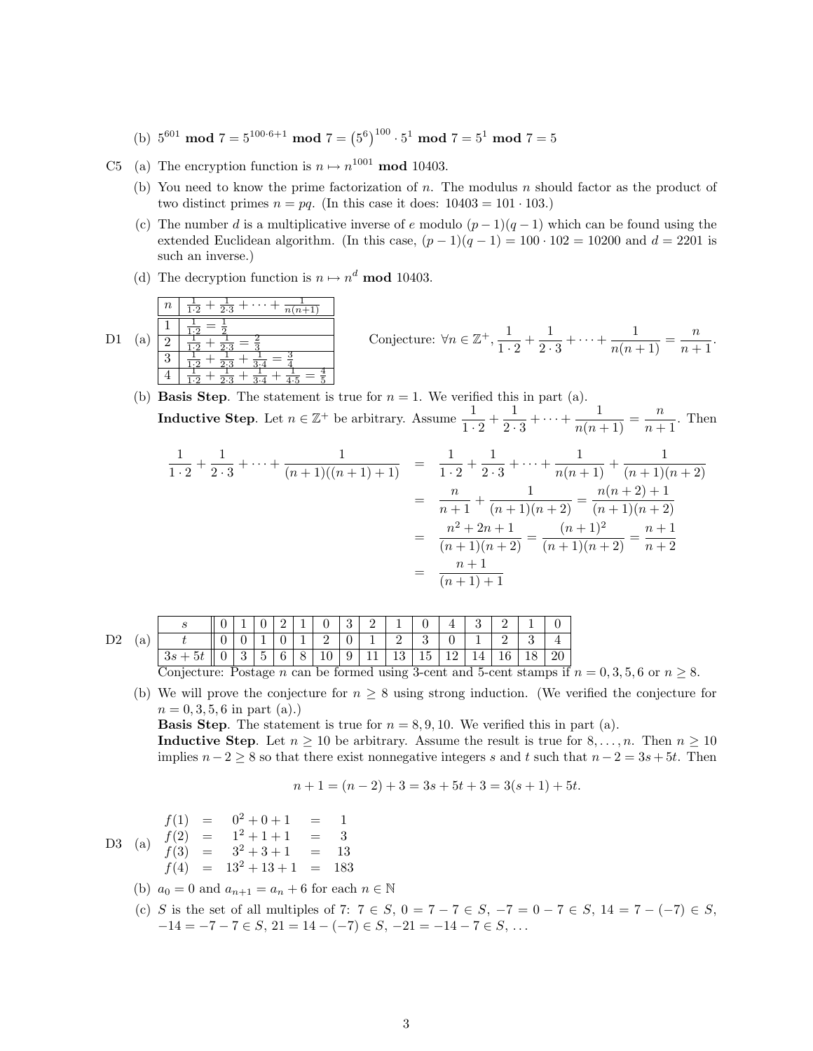(b) $5^{601}$ **mod** $7 = 5^{100 \cdot 6+1}$ **mod** $7 = \left(5^6\right)^{100} \cdot 5^1$ **mod** $7 = 5^1$ **mod** $7 = 5$

C5 (a) The encryption function is $n \mapsto n^{1001}$ **mod** 10403.

(b) You need to know the prime factorization of $n$. The modulus $n$ should factor as the product of two distinct primes $n = pq$. (In this case it does: $10403 = 101 \cdot 103$.)

(c) The number $d$ is a multiplicative inverse of $e$ modulo $(p-1)(q-1)$ which can be found using the extended Euclidean algorithm. (In this case, $(p-1)(q-1) = 100 \cdot 102 = 10200$ and $d = 2201$ is such an inverse.)

(d) The decryption function is $n \mapsto n^d$ **mod** 10403.

D1 (a)

| $n$ | $\frac{1}{1\cdot 2} + \frac{1}{2\cdot 3} + \cdots + \frac{1}{n(n+1)}$ |
|---|---|
| 1 | $\frac{1}{1\cdot 2} = \frac{1}{2}$ |
| 2 | $\frac{1}{1\cdot 2} + \frac{1}{2\cdot 3} = \frac{2}{3}$ |
| 3 | $\frac{1}{1\cdot 2} + \frac{1}{2\cdot 3} + \frac{1}{3\cdot 4} = \frac{3}{4}$ |
| 4 | $\frac{1}{1\cdot 2} + \frac{1}{2\cdot 3} + \frac{1}{3\cdot 4} + \frac{1}{4\cdot 5} = \frac{4}{5}$ |

Conjecture: $\forall n \in \mathbb{Z}^+, \dfrac{1}{1\cdot 2} + \dfrac{1}{2\cdot 3} + \cdots + \dfrac{1}{n(n+1)} = \dfrac{n}{n+1}$.

(b) **Basis Step**. The statement is true for $n = 1$. We verified this in part (a).

**Inductive Step**. Let $n \in \mathbb{Z}^+$ be arbitrary. Assume $\dfrac{1}{1\cdot 2} + \dfrac{1}{2\cdot 3} + \cdots + \dfrac{1}{n(n+1)} = \dfrac{n}{n+1}$. Then

$$\begin{aligned}
\frac{1}{1\cdot 2} + \frac{1}{2\cdot 3} + \cdots + \frac{1}{(n+1)((n+1)+1)} &= \frac{1}{1\cdot 2} + \frac{1}{2\cdot 3} + \cdots + \frac{1}{n(n+1)} + \frac{1}{(n+1)(n+2)} \\
&= \frac{n}{n+1} + \frac{1}{(n+1)(n+2)} = \frac{n(n+2)+1}{(n+1)(n+2)} \\
&= \frac{n^2+2n+1}{(n+1)(n+2)} = \frac{(n+1)^2}{(n+1)(n+2)} = \frac{n+1}{n+2} \\
&= \frac{n+1}{(n+1)+1}
\end{aligned}$$

D2 (a)

| $s$ | 0 | 1 | 0 | 2 | 1 | 0 | 3 | 2 | 1 | 0 | 4 | 3 | 2 | 1 | 0 |
|---|---|---|---|---|---|---|---|---|---|---|---|---|---|---|---|
| $t$ | 0 | 0 | 1 | 0 | 1 | 2 | 0 | 1 | 2 | 3 | 0 | 1 | 2 | 3 | 4 |
| $3s+5t$ | 0 | 3 | 5 | 6 | 8 | 10 | 9 | 11 | 13 | 15 | 12 | 14 | 16 | 18 | 20 |

Conjecture: Postage $n$ can be formed using 3-cent and 5-cent stamps if $n = 0, 3, 5, 6$ or $n \geq 8$.

(b) We will prove the conjecture for $n \geq 8$ using strong induction. (We verified the conjecture for $n = 0, 3, 5, 6$ in part (a).)

**Basis Step**. The statement is true for $n = 8, 9, 10$. We verified this in part (a).

**Inductive Step**. Let $n \geq 10$ be arbitrary. Assume the result is true for $8, \ldots, n$. Then $n \geq 10$ implies $n - 2 \geq 8$ so that there exist nonnegative integers $s$ and $t$ such that $n - 2 = 3s + 5t$. Then

$$n + 1 = (n-2) + 3 = 3s + 5t + 3 = 3(s+1) + 5t.$$

D3 (a)

$$\begin{aligned}
f(1) &= 0^2 + 0 + 1 &= 1 \\
f(2) &= 1^2 + 1 + 1 &= 3 \\
f(3) &= 3^2 + 3 + 1 &= 13 \\
f(4) &= 13^2 + 13 + 1 &= 183
\end{aligned}$$

(b) $a_0 = 0$ and $a_{n+1} = a_n + 6$ for each $n \in \mathbb{N}$

(c) $S$ is the set of all multiples of 7: $7 \in S$, $0 = 7 - 7 \in S$, $-7 = 0 - 7 \in S$, $14 = 7 - (-7) \in S$, $-14 = -7 - 7 \in S$, $21 = 14 - (-7) \in S$, $-21 = -14 - 7 \in S$, $\ldots$